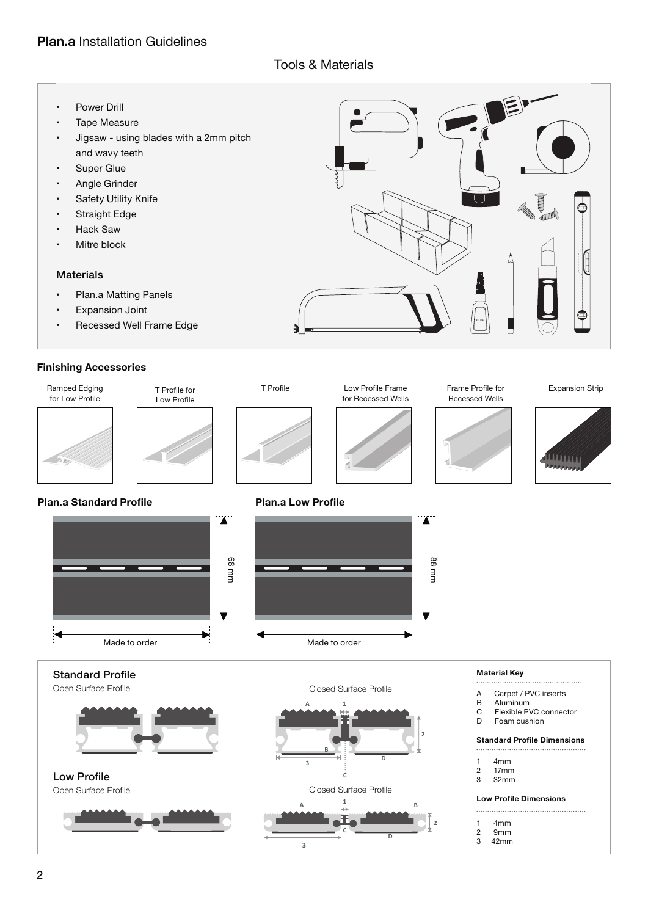## Plan.a Installation Guidelines

### Tools & Materials

- Power Drill
- Tape Measure
- Jigsaw - using blades with a 2mm pitch and wavy teeth
- Super Glue
- Angle Grinder
- Safety Utility Knife
- Straight Edge
- Hack Saw
- Mitre block

#### Materials

- Plan.a Matting Panels
- Expansion Joint
- Recessed Well Frame Edge

### Finishing Accessories

Ramped Edging for Low Profile

T Profile for Low Profile

T Profile

Low Profile Frame for Recessed Wells

Frame Profile for Recessed Wells

Expansion Strip

### Plan.a Standard Profile

68 mm

Made to order

### Plan.a Low Profile

88 mm

Made to order

### Standard Profile

Open Surface Profile

Closed Surface Profile

### Low Profile

Open Surface Profile

Closed Surface Profile

#### Material Key

- A Carpet / PVC inserts
- B Aluminum
- C Flexible PVC connector
- D Foam cushion

#### Standard Profile Dimensions

1. 4mm
2. 17mm
3. 32mm

#### Low Profile Dimensions

1. 4mm
2. 9mm
3. 42mm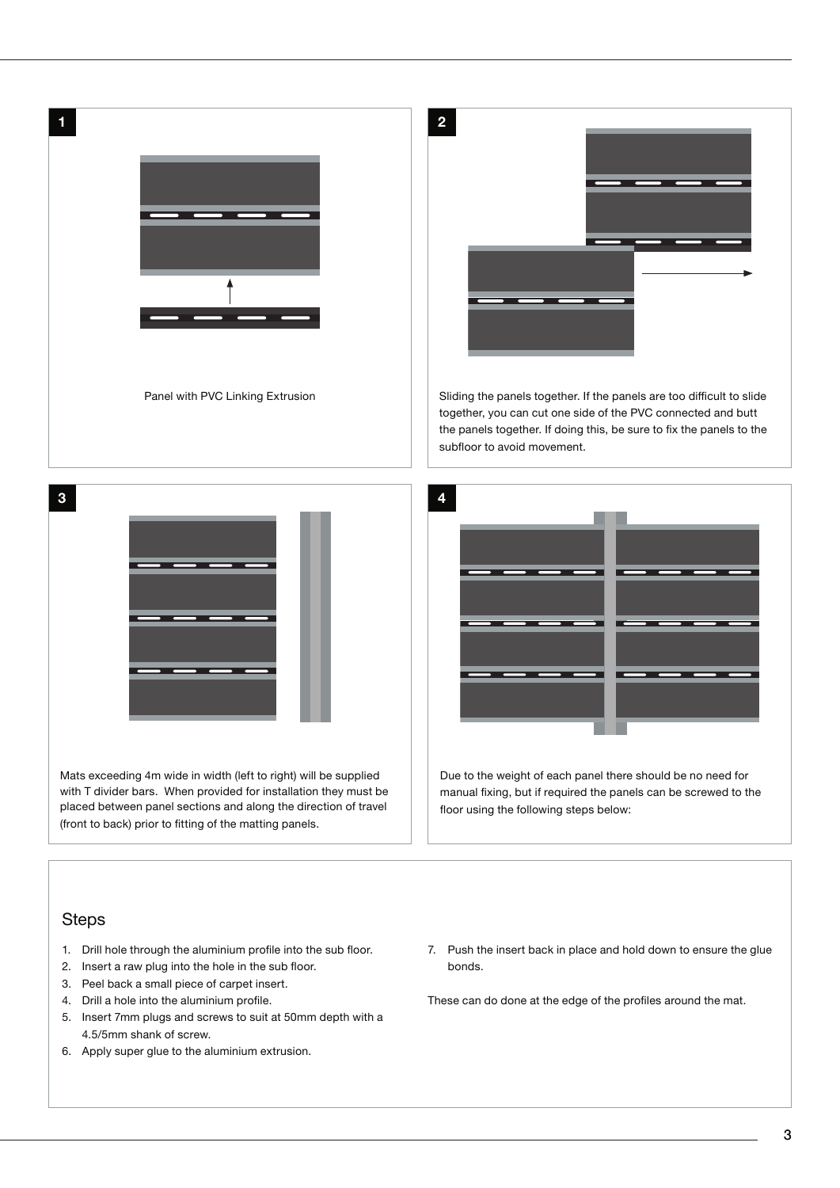**1**

Panel with PVC Linking Extrusion

**2**

Sliding the panels together. If the panels are too difficult to slide together, you can cut one side of the PVC connected and butt the panels together. If doing this, be sure to fix the panels to the subfloor to avoid movement.

**3**

Mats exceeding 4m wide in width (left to right) will be supplied with T divider bars. When provided for installation they must be placed between panel sections and along the direction of travel (front to back) prior to fitting of the matting panels.

**4**

Due to the weight of each panel there should be no need for manual fixing, but if required the panels can be screwed to the floor using the following steps below:

## Steps

1. Drill hole through the aluminium profile into the sub floor.
2. Insert a raw plug into the hole in the sub floor.
3. Peel back a small piece of carpet insert.
4. Drill a hole into the aluminium profile.
5. Insert 7mm plugs and screws to suit at 50mm depth with a 4.5/5mm shank of screw.
6. Apply super glue to the aluminium extrusion.
7. Push the insert back in place and hold down to ensure the glue bonds.

These can do done at the edge of the profiles around the mat.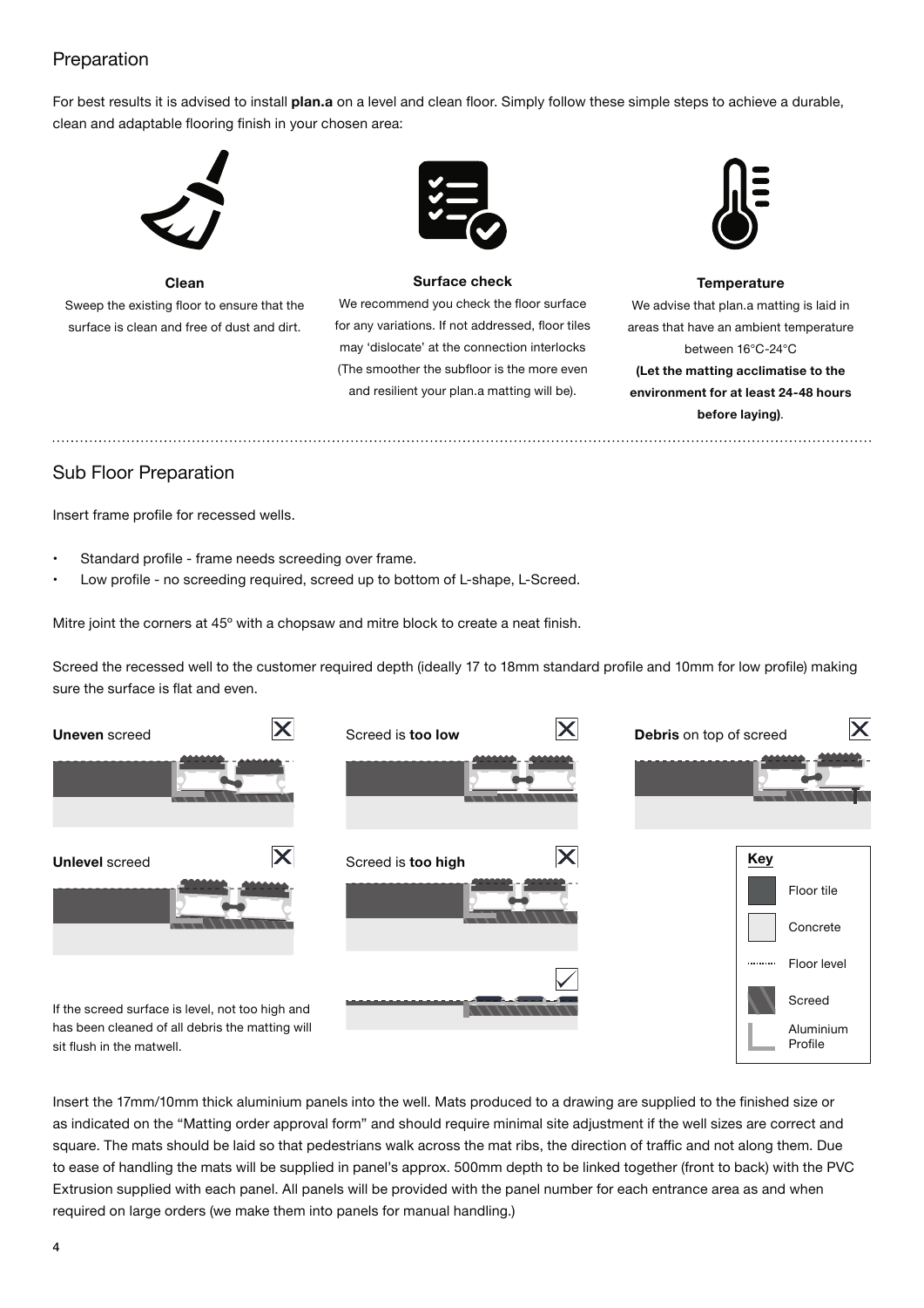## Preparation

For best results it is advised to install **plan.a** on a level and clean floor. Simply follow these simple steps to achieve a durable, clean and adaptable flooring finish in your chosen area:

**Clean**

Sweep the existing floor to ensure that the surface is clean and free of dust and dirt.

**Surface check**

We recommend you check the floor surface for any variations. If not addressed, floor tiles may 'dislocate' at the connection interlocks (The smoother the subfloor is the more even and resilient your plan.a matting will be).

**Temperature**

We advise that plan.a matting is laid in areas that have an ambient temperature between 16°C-24°C **(Let the matting acclimatise to the environment for at least 24-48 hours before laying)**.

## Sub Floor Preparation

Insert frame profile for recessed wells.

- Standard profile - frame needs screeding over frame.
- Low profile - no screeding required, screed up to bottom of L-shape, L-Screed.

Mitre joint the corners at 45º with a chopsaw and mitre block to create a neat finish.

Screed the recessed well to the customer required depth (ideally 17 to 18mm standard profile and 10mm for low profile) making sure the surface is flat and even.

**Uneven** screed

Screed is **too low**

**Debris** on top of screed

**Unlevel** screed

Screed is **too high**

**Key**

Floor tile

Concrete

Floor level

Screed

Aluminium Profile

If the screed surface is level, not too high and has been cleaned of all debris the matting will sit flush in the matwell.

Insert the 17mm/10mm thick aluminium panels into the well. Mats produced to a drawing are supplied to the finished size or as indicated on the "Matting order approval form" and should require minimal site adjustment if the well sizes are correct and square. The mats should be laid so that pedestrians walk across the mat ribs, the direction of traffic and not along them. Due to ease of handling the mats will be supplied in panel's approx. 500mm depth to be linked together (front to back) with the PVC Extrusion supplied with each panel. All panels will be provided with the panel number for each entrance area as and when required on large orders (we make them into panels for manual handling.)